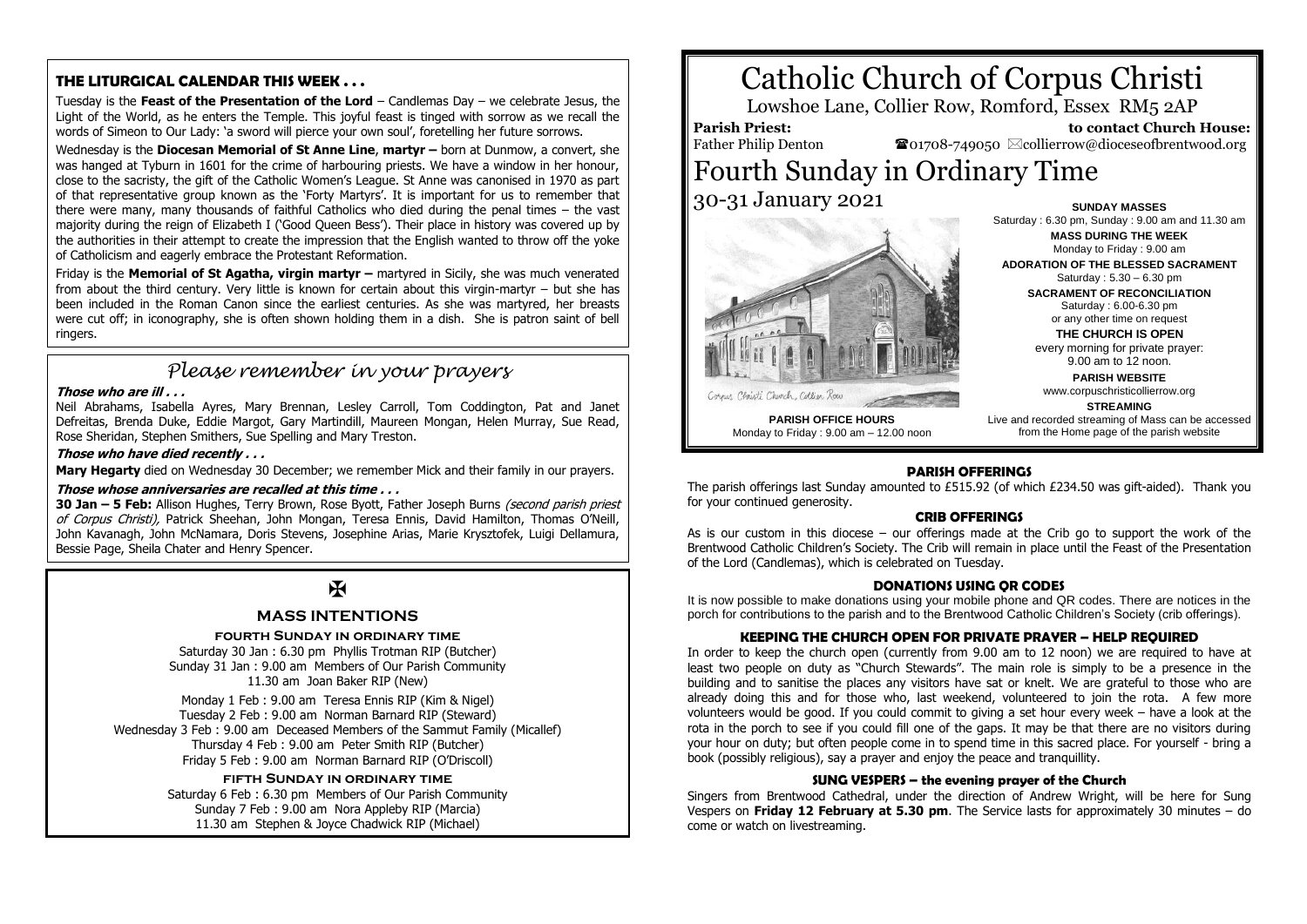# Catholic Church of Corpus Christi

Lowshoe Lane, Collier Row, Romford, Essex RM5 2AP

**Parish Priest:** Father Philip Denton

**to contact Church House:** ☎01708-749050 ✉collierrow@dioceseofbrentwood.org

# Fourth Sunday in Ordinary Time

30-31 January 2021

Corpus Christi Church, Collier Row

**PARISH OFFICE HOURS**
Monday to Friday : 9.00 am – 12.00 noon

**SUNDAY MASSES**
Saturday : 6.30 pm, Sunday : 9.00 am and 11.30 am

**MASS DURING THE WEEK**
Monday to Friday : 9.00 am

**ADORATION OF THE BLESSED SACRAMENT**
Saturday : 5.30 – 6.30 pm

**SACRAMENT OF RECONCILIATION**
Saturday : 6.00-6.30 pm
or any other time on request

**THE CHURCH IS OPEN**
every morning for private prayer:
9.00 am to 12 noon.

**PARISH WEBSITE**
www.corpuschristicollierrow.org

**STREAMING**
Live and recorded streaming of Mass can be accessed from the Home page of the parish website

## THE LITURGICAL CALENDAR THIS WEEK . . .

Tuesday is the **Feast of the Presentation of the Lord** – Candlemas Day – we celebrate Jesus, the Light of the World, as he enters the Temple. This joyful feast is tinged with sorrow as we recall the words of Simeon to Our Lady: 'a sword will pierce your own soul', foretelling her future sorrows.

Wednesday is the **Diocesan Memorial of St Anne Line**, **martyr –** born at Dunmow, a convert, she was hanged at Tyburn in 1601 for the crime of harbouring priests. We have a window in her honour, close to the sacristy, the gift of the Catholic Women's League. St Anne was canonised in 1970 as part of that representative group known as the 'Forty Martyrs'. It is important for us to remember that there were many, many thousands of faithful Catholics who died during the penal times – the vast majority during the reign of Elizabeth I ('Good Queen Bess'). Their place in history was covered up by the authorities in their attempt to create the impression that the English wanted to throw off the yoke of Catholicism and eagerly embrace the Protestant Reformation.

Friday is the **Memorial of St Agatha, virgin martyr –** martyred in Sicily, she was much venerated from about the third century. Very little is known for certain about this virgin-martyr – but she has been included in the Roman Canon since the earliest centuries. As she was martyred, her breasts were cut off; in iconography, she is often shown holding them in a dish. She is patron saint of bell ringers.

## *Please remember in your prayers*

***Those who are ill . . .***

Neil Abrahams, Isabella Ayres, Mary Brennan, Lesley Carroll, Tom Coddington, Pat and Janet Defreitas, Brenda Duke, Eddie Margot, Gary Martindill, Maureen Mongan, Helen Murray, Sue Read, Rose Sheridan, Stephen Smithers, Sue Spelling and Mary Treston.

***Those who have died recently . . .***

**Mary Hegarty** died on Wednesday 30 December; we remember Mick and their family in our prayers.

***Those whose anniversaries are recalled at this time . . .***

**30 Jan – 5 Feb:** Allison Hughes, Terry Brown, Rose Byott, Father Joseph Burns *(second parish priest of Corpus Christi),* Patrick Sheehan, John Mongan, Teresa Ennis, David Hamilton, Thomas O'Neill, John Kavanagh, John McNamara, Doris Stevens, Josephine Arias, Marie Krysztofek, Luigi Dellamura, Bessie Page, Sheila Chater and Henry Spencer.

✠

## MASS INTENTIONS

### FOURTH SUNDAY IN ORDINARY TIME

Saturday 30 Jan : 6.30 pm Phyllis Trotman RIP (Butcher)
Sunday 31 Jan : 9.00 am Members of Our Parish Community
11.30 am Joan Baker RIP (New)

Monday 1 Feb : 9.00 am Teresa Ennis RIP (Kim & Nigel)
Tuesday 2 Feb : 9.00 am Norman Barnard RIP (Steward)
Wednesday 3 Feb : 9.00 am Deceased Members of the Sammut Family (Micallef)
Thursday 4 Feb : 9.00 am Peter Smith RIP (Butcher)
Friday 5 Feb : 9.00 am Norman Barnard RIP (O'Driscoll)

### FIFTH SUNDAY IN ORDINARY TIME

Saturday 6 Feb : 6.30 pm Members of Our Parish Community
Sunday 7 Feb : 9.00 am Nora Appleby RIP (Marcia)
11.30 am Stephen & Joyce Chadwick RIP (Michael)

### PARISH OFFERINGS

The parish offerings last Sunday amounted to £515.92 (of which £234.50 was gift-aided). Thank you for your continued generosity.

### CRIB OFFERINGS

As is our custom in this diocese – our offerings made at the Crib go to support the work of the Brentwood Catholic Children's Society. The Crib will remain in place until the Feast of the Presentation of the Lord (Candlemas), which is celebrated on Tuesday.

### DONATIONS USING QR CODES

It is now possible to make donations using your mobile phone and QR codes. There are notices in the porch for contributions to the parish and to the Brentwood Catholic Children's Society (crib offerings).

### KEEPING THE CHURCH OPEN FOR PRIVATE PRAYER – HELP REQUIRED

In order to keep the church open (currently from 9.00 am to 12 noon) we are required to have at least two people on duty as "Church Stewards". The main role is simply to be a presence in the building and to sanitise the places any visitors have sat or knelt. We are grateful to those who are already doing this and for those who, last weekend, volunteered to join the rota. A few more volunteers would be good. If you could commit to giving a set hour every week – have a look at the rota in the porch to see if you could fill one of the gaps. It may be that there are no visitors during your hour on duty; but often people come in to spend time in this sacred place. For yourself - bring a book (possibly religious), say a prayer and enjoy the peace and tranquillity.

### SUNG VESPERS – the evening prayer of the Church

Singers from Brentwood Cathedral, under the direction of Andrew Wright, will be here for Sung Vespers on **Friday 12 February at 5.30 pm**. The Service lasts for approximately 30 minutes – do come or watch on livestreaming.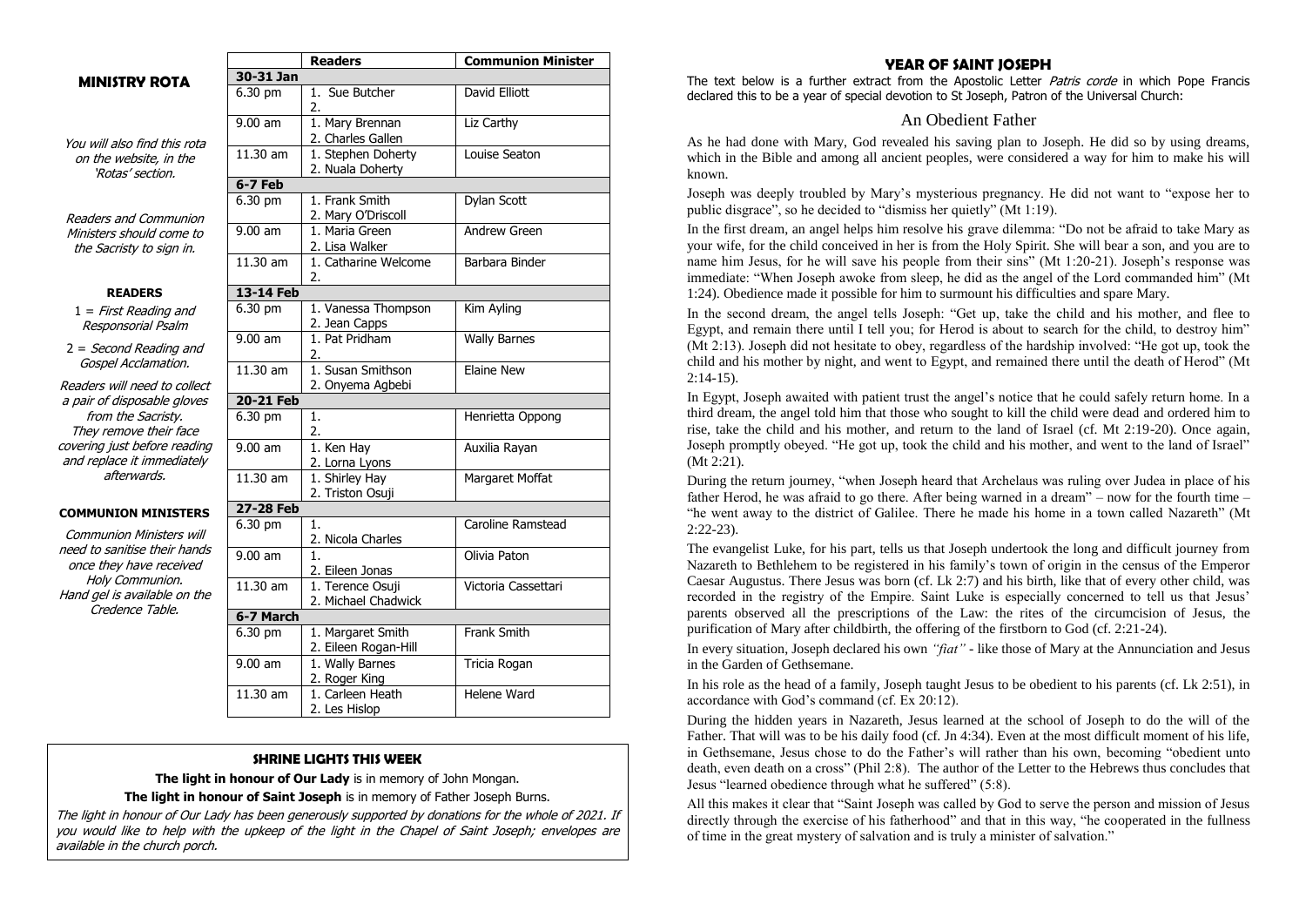## MINISTRY ROTA

*You will also find this rota on the website, in the 'Rotas' section.*

*Readers and Communion Ministers should come to the Sacristy to sign in.*

**READERS**

1 = *First Reading and Responsorial Psalm*

2 = *Second Reading and Gospel Acclamation.*

*Readers will need to collect a pair of disposable gloves from the Sacristy. They remove their face covering just before reading and replace it immediately afterwards.*

**COMMUNION MINISTERS**

*Communion Ministers will need to sanitise their hands once they have received Holy Communion. Hand gel is available on the Credence Table.*

| | Readers | Communion Minister |
|---|---|---|
| **30-31 Jan** | | |
| 6.30 pm | 1. Sue Butcher<br>2. | David Elliott |
| 9.00 am | 1. Mary Brennan<br>2. Charles Gallen | Liz Carthy |
| 11.30 am | 1. Stephen Doherty<br>2. Nuala Doherty | Louise Seaton |
| **6-7 Feb** | | |
| 6.30 pm | 1. Frank Smith<br>2. Mary O'Driscoll | Dylan Scott |
| 9.00 am | 1. Maria Green<br>2. Lisa Walker | Andrew Green |
| 11.30 am | 1. Catharine Welcome<br>2. | Barbara Binder |
| **13-14 Feb** | | |
| 6.30 pm | 1. Vanessa Thompson<br>2. Jean Capps | Kim Ayling |
| 9.00 am | 1. Pat Pridham<br>2. | Wally Barnes |
| 11.30 am | 1. Susan Smithson<br>2. Onyema Agbebi | Elaine New |
| **20-21 Feb** | | |
| 6.30 pm | 1.<br>2. | Henrietta Oppong |
| 9.00 am | 1. Ken Hay<br>2. Lorna Lyons | Auxilia Rayan |
| 11.30 am | 1. Shirley Hay<br>2. Triston Osuji | Margaret Moffat |
| **27-28 Feb** | | |
| 6.30 pm | 1.<br>2. Nicola Charles | Caroline Ramstead |
| 9.00 am | 1.<br>2. Eileen Jonas | Olivia Paton |
| 11.30 am | 1. Terence Osuji<br>2. Michael Chadwick | Victoria Cassettari |
| **6-7 March** | | |
| 6.30 pm | 1. Margaret Smith<br>2. Eileen Rogan-Hill | Frank Smith |
| 9.00 am | 1. Wally Barnes<br>2. Roger King | Tricia Rogan |
| 11.30 am | 1. Carleen Heath<br>2. Les Hislop | Helene Ward |

### SHRINE LIGHTS THIS WEEK

**The light in honour of Our Lady** is in memory of John Mongan.

**The light in honour of Saint Joseph** is in memory of Father Joseph Burns.

*The light in honour of Our Lady has been generously supported by donations for the whole of 2021. If you would like to help with the upkeep of the light in the Chapel of Saint Joseph; envelopes are available in the church porch.*

## YEAR OF SAINT JOSEPH

The text below is a further extract from the Apostolic Letter *Patris corde* in which Pope Francis declared this to be a year of special devotion to St Joseph, Patron of the Universal Church:

### An Obedient Father

As he had done with Mary, God revealed his saving plan to Joseph. He did so by using dreams, which in the Bible and among all ancient peoples, were considered a way for him to make his will known.

Joseph was deeply troubled by Mary's mysterious pregnancy. He did not want to "expose her to public disgrace", so he decided to "dismiss her quietly" (Mt 1:19).

In the first dream, an angel helps him resolve his grave dilemma: "Do not be afraid to take Mary as your wife, for the child conceived in her is from the Holy Spirit. She will bear a son, and you are to name him Jesus, for he will save his people from their sins" (Mt 1:20-21). Joseph's response was immediate: "When Joseph awoke from sleep, he did as the angel of the Lord commanded him" (Mt 1:24). Obedience made it possible for him to surmount his difficulties and spare Mary.

In the second dream, the angel tells Joseph: "Get up, take the child and his mother, and flee to Egypt, and remain there until I tell you; for Herod is about to search for the child, to destroy him" (Mt 2:13). Joseph did not hesitate to obey, regardless of the hardship involved: "He got up, took the child and his mother by night, and went to Egypt, and remained there until the death of Herod" (Mt 2:14-15).

In Egypt, Joseph awaited with patient trust the angel's notice that he could safely return home. In a third dream, the angel told him that those who sought to kill the child were dead and ordered him to rise, take the child and his mother, and return to the land of Israel (cf. Mt 2:19-20). Once again, Joseph promptly obeyed. "He got up, took the child and his mother, and went to the land of Israel" (Mt 2:21).

During the return journey, "when Joseph heard that Archelaus was ruling over Judea in place of his father Herod, he was afraid to go there. After being warned in a dream" – now for the fourth time – "he went away to the district of Galilee. There he made his home in a town called Nazareth" (Mt 2:22-23).

The evangelist Luke, for his part, tells us that Joseph undertook the long and difficult journey from Nazareth to Bethlehem to be registered in his family's town of origin in the census of the Emperor Caesar Augustus. There Jesus was born (cf. Lk 2:7) and his birth, like that of every other child, was recorded in the registry of the Empire. Saint Luke is especially concerned to tell us that Jesus' parents observed all the prescriptions of the Law: the rites of the circumcision of Jesus, the purification of Mary after childbirth, the offering of the firstborn to God (cf. 2:21-24).

In every situation, Joseph declared his own *"fiat"* - like those of Mary at the Annunciation and Jesus in the Garden of Gethsemane.

In his role as the head of a family, Joseph taught Jesus to be obedient to his parents (cf. Lk 2:51), in accordance with God's command (cf. Ex 20:12).

During the hidden years in Nazareth, Jesus learned at the school of Joseph to do the will of the Father. That will was to be his daily food (cf. Jn 4:34). Even at the most difficult moment of his life, in Gethsemane, Jesus chose to do the Father's will rather than his own, becoming "obedient unto death, even death on a cross" (Phil 2:8). The author of the Letter to the Hebrews thus concludes that Jesus "learned obedience through what he suffered" (5:8).

All this makes it clear that "Saint Joseph was called by God to serve the person and mission of Jesus directly through the exercise of his fatherhood" and that in this way, "he cooperated in the fullness of time in the great mystery of salvation and is truly a minister of salvation."